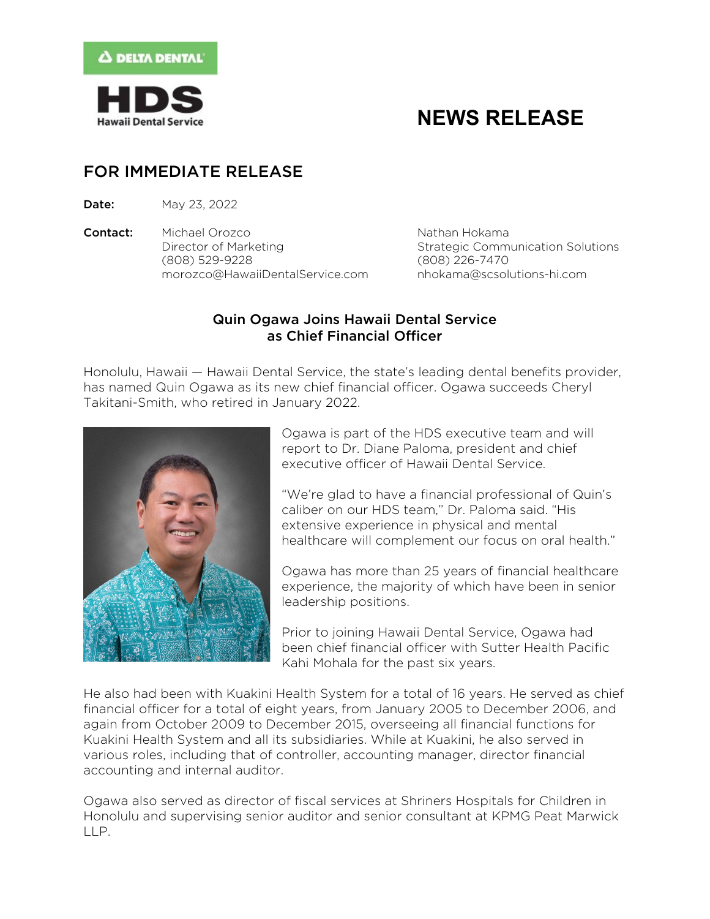DELTA DENTAL

HDS
Hawaii Dental Service

# NEWS RELEASE

## FOR IMMEDIATE RELEASE

**Date:** May 23, 2022

**Contact:**

Michael Orozco
Director of Marketing
(808) 529-9228
morozco@HawaiiDentalService.com

Nathan Hokama
Strategic Communication Solutions
(808) 226-7470
nhokama@scsolutions-hi.com

### Quin Ogawa Joins Hawaii Dental Service as Chief Financial Officer

Honolulu, Hawaii — Hawaii Dental Service, the state's leading dental benefits provider, has named Quin Ogawa as its new chief financial officer. Ogawa succeeds Cheryl Takitani-Smith, who retired in January 2022.

Ogawa is part of the HDS executive team and will report to Dr. Diane Paloma, president and chief executive officer of Hawaii Dental Service.

"We're glad to have a financial professional of Quin's caliber on our HDS team," Dr. Paloma said. "His extensive experience in physical and mental healthcare will complement our focus on oral health."

Ogawa has more than 25 years of financial healthcare experience, the majority of which have been in senior leadership positions.

Prior to joining Hawaii Dental Service, Ogawa had been chief financial officer with Sutter Health Pacific Kahi Mohala for the past six years.

He also had been with Kuakini Health System for a total of 16 years. He served as chief financial officer for a total of eight years, from January 2005 to December 2006, and again from October 2009 to December 2015, overseeing all financial functions for Kuakini Health System and all its subsidiaries. While at Kuakini, he also served in various roles, including that of controller, accounting manager, director financial accounting and internal auditor.

Ogawa also served as director of fiscal services at Shriners Hospitals for Children in Honolulu and supervising senior auditor and senior consultant at KPMG Peat Marwick LLP.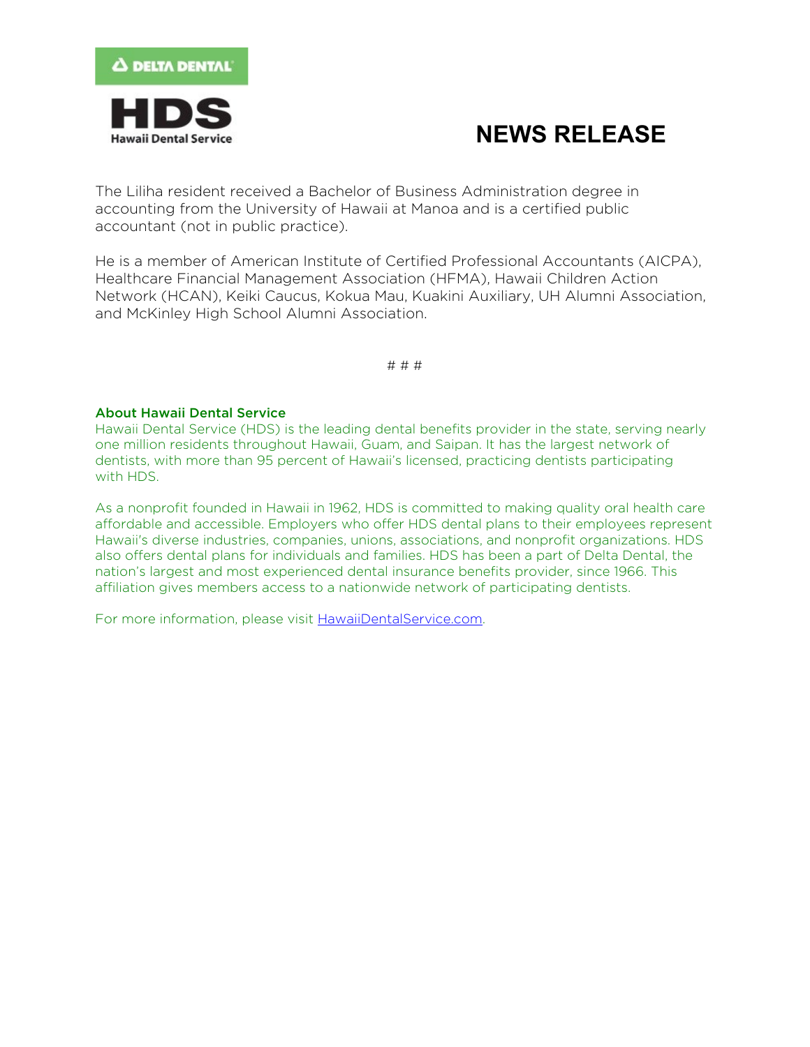# NEWS RELEASE

The Liliha resident received a Bachelor of Business Administration degree in accounting from the University of Hawaii at Manoa and is a certified public accountant (not in public practice).

He is a member of American Institute of Certified Professional Accountants (AICPA), Healthcare Financial Management Association (HFMA), Hawaii Children Action Network (HCAN), Keiki Caucus, Kokua Mau, Kuakini Auxiliary, UH Alumni Association, and McKinley High School Alumni Association.

# # #

**About Hawaii Dental Service**

Hawaii Dental Service (HDS) is the leading dental benefits provider in the state, serving nearly one million residents throughout Hawaii, Guam, and Saipan. It has the largest network of dentists, with more than 95 percent of Hawaii's licensed, practicing dentists participating with HDS.

As a nonprofit founded in Hawaii in 1962, HDS is committed to making quality oral health care affordable and accessible. Employers who offer HDS dental plans to their employees represent Hawaii's diverse industries, companies, unions, associations, and nonprofit organizations. HDS also offers dental plans for individuals and families. HDS has been a part of Delta Dental, the nation's largest and most experienced dental insurance benefits provider, since 1966. This affiliation gives members access to a nationwide network of participating dentists.

For more information, please visit [HawaiiDentalService.com](http://HawaiiDentalService.com).